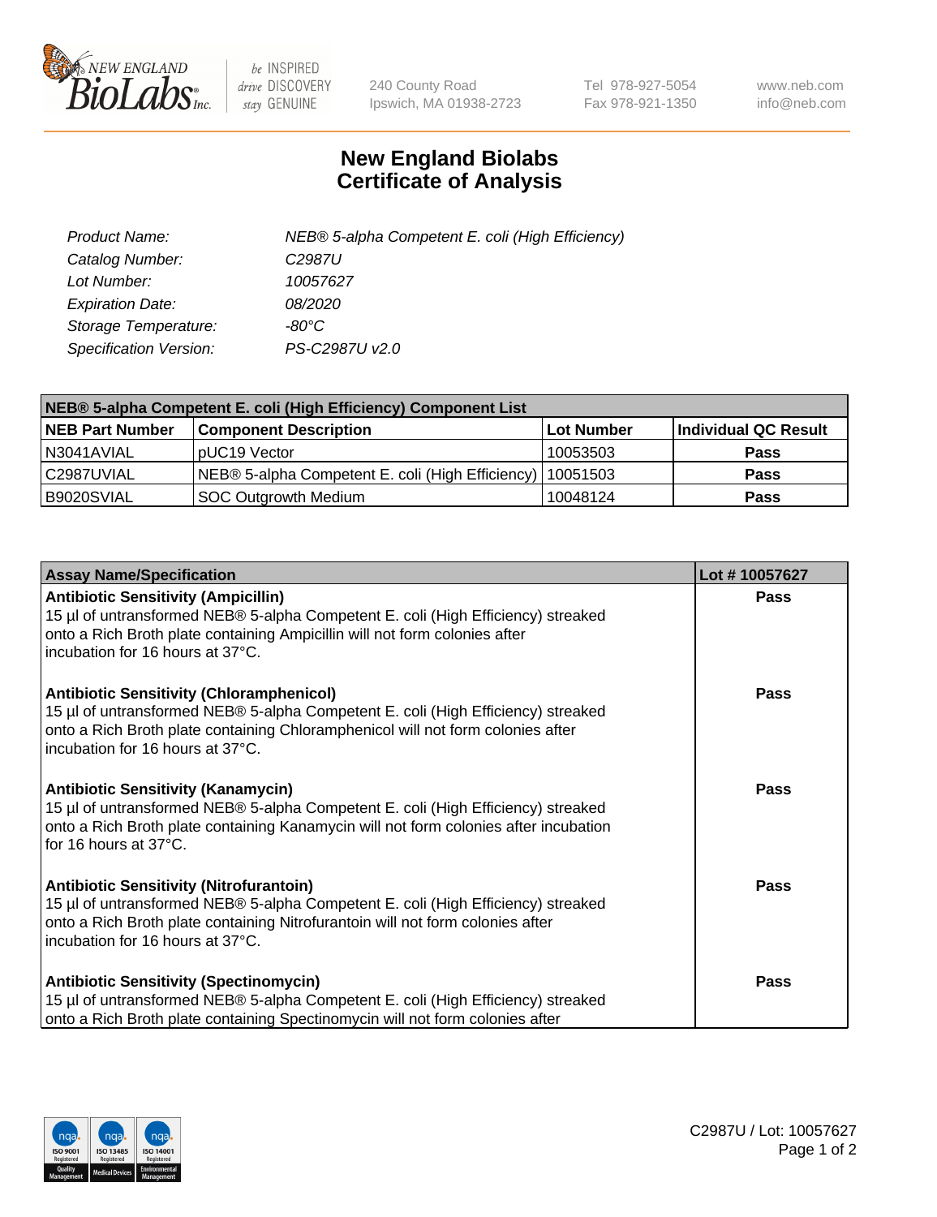# New England Biolabs Certificate of Analysis

| | |
|---|---|
| *Product Name:* | *NEB® 5-alpha Competent E. coli (High Efficiency)* |
| *Catalog Number:* | *C2987U* |
| *Lot Number:* | *10057627* |
| *Expiration Date:* | *08/2020* |
| *Storage Temperature:* | *-80°C* |
| *Specification Version:* | *PS-C2987U v2.0* |

| **NEB® 5-alpha Competent E. coli (High Efficiency) Component List** | | | |
|---|---|---|---|
| **NEB Part Number** | **Component Description** | **Lot Number** | **Individual QC Result** |
| N3041AVIAL | pUC19 Vector | 10053503 | **Pass** |
| C2987UVIAL | NEB® 5-alpha Competent E. coli (High Efficiency) | 10051503 | **Pass** |
| B9020SVIAL | SOC Outgrowth Medium | 10048124 | **Pass** |

| **Assay Name/Specification** | **Lot # 10057627** |
|---|---|
| **Antibiotic Sensitivity (Ampicillin)** 15 µl of untransformed NEB® 5-alpha Competent E. coli (High Efficiency) streaked onto a Rich Broth plate containing Ampicillin will not form colonies after incubation for 16 hours at 37°C. | **Pass** |
| **Antibiotic Sensitivity (Chloramphenicol)** 15 µl of untransformed NEB® 5-alpha Competent E. coli (High Efficiency) streaked onto a Rich Broth plate containing Chloramphenicol will not form colonies after incubation for 16 hours at 37°C. | **Pass** |
| **Antibiotic Sensitivity (Kanamycin)** 15 µl of untransformed NEB® 5-alpha Competent E. coli (High Efficiency) streaked onto a Rich Broth plate containing Kanamycin will not form colonies after incubation for 16 hours at 37°C. | **Pass** |
| **Antibiotic Sensitivity (Nitrofurantoin)** 15 µl of untransformed NEB® 5-alpha Competent E. coli (High Efficiency) streaked onto a Rich Broth plate containing Nitrofurantoin will not form colonies after incubation for 16 hours at 37°C. | **Pass** |
| **Antibiotic Sensitivity (Spectinomycin)** 15 µl of untransformed NEB® 5-alpha Competent E. coli (High Efficiency) streaked onto a Rich Broth plate containing Spectinomycin will not form colonies after | **Pass** |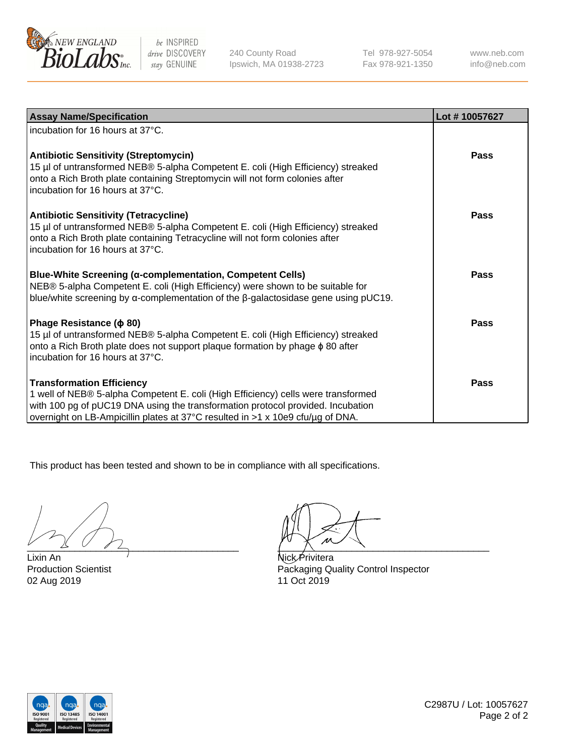| Assay Name/Specification | Lot # 10057627 |
|---|---|
| incubation for 16 hours at 37°C. | |
| **Antibiotic Sensitivity (Streptomycin)**<br>15 µl of untransformed NEB® 5-alpha Competent E. coli (High Efficiency) streaked onto a Rich Broth plate containing Streptomycin will not form colonies after incubation for 16 hours at 37°C. | **Pass** |
| **Antibiotic Sensitivity (Tetracycline)**<br>15 µl of untransformed NEB® 5-alpha Competent E. coli (High Efficiency) streaked onto a Rich Broth plate containing Tetracycline will not form colonies after incubation for 16 hours at 37°C. | **Pass** |
| **Blue-White Screening (α-complementation, Competent Cells)**<br>NEB® 5-alpha Competent E. coli (High Efficiency) were shown to be suitable for blue/white screening by α-complementation of the β-galactosidase gene using pUC19. | **Pass** |
| **Phage Resistance (ϕ 80)**<br>15 µl of untransformed NEB® 5-alpha Competent E. coli (High Efficiency) streaked onto a Rich Broth plate does not support plaque formation by phage ϕ 80 after incubation for 16 hours at 37°C. | **Pass** |
| **Transformation Efficiency**<br>1 well of NEB® 5-alpha Competent E. coli (High Efficiency) cells were transformed with 100 pg of pUC19 DNA using the transformation protocol provided. Incubation overnight on LB-Ampicillin plates at 37°C resulted in >1 x 10e9 cfu/µg of DNA. | **Pass** |

This product has been tested and shown to be in compliance with all specifications.

Lixin An
Production Scientist
02 Aug 2019

Nick Privitera
Packaging Quality Control Inspector
11 Oct 2019

C2987U / Lot: 10057627